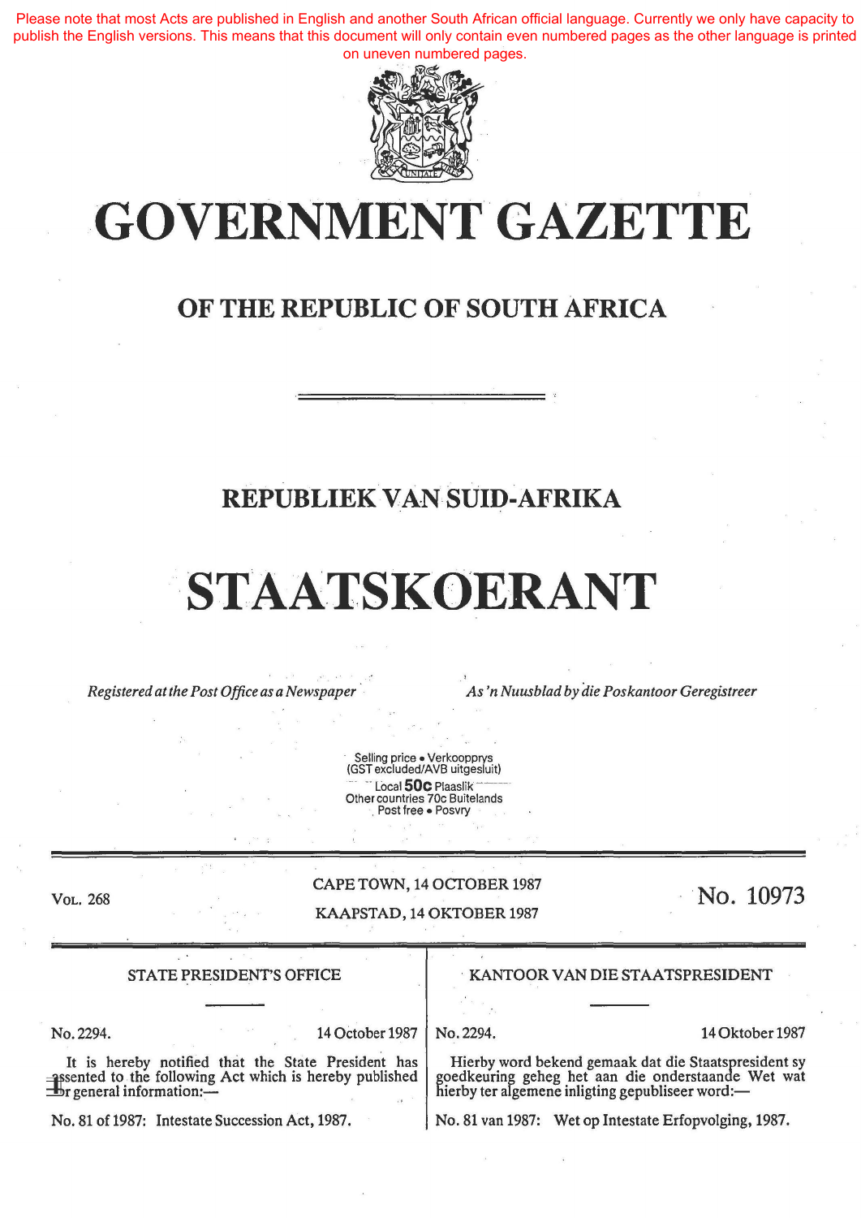Please note that most Acts are published in English and another South African official language. Currently we only have capacity to publish the English versions. This means that this document will only contain even numbered pages as the other language is printed on uneven numbered pages.

# GOVERNMENT GAZETTE

## OF THE REPUBLIC OF SOUTH AFRICA

## REPUBLIEK VAN SUID-AFRIKA

# STAATSKOERANT

*Registered at the Post Office as a Newspaper* — *As 'n Nuusblad by die Poskantoor Geregistreer*

Selling price • Verkoopprys
(GST excluded/AVB uitgesluit)
Local **50c** Plaaslik
Other countries 70c Buitelands
Post free • Posvry

VOL. 268 — CAPE TOWN, 14 OCTOBER 1987 — KAAPSTAD, 14 OKTOBER 1987 — No. 10973

### STATE PRESIDENT'S OFFICE

No. 2294. 14 October 1987

It is hereby notified that the State President has assented to the following Act which is hereby published for general information:—

No. 81 of 1987: Intestate Succession Act, 1987.

### KANTOOR VAN DIE STAATSPRESIDENT

No. 2294. 14 Oktober 1987

Hierby word bekend gemaak dat die Staatspresident sy goedkeuring geheg het aan die onderstaande Wet wat hierby ter algemene inligting gepubliseer word:—

No. 81 van 1987: Wet op Intestate Erfopvolging, 1987.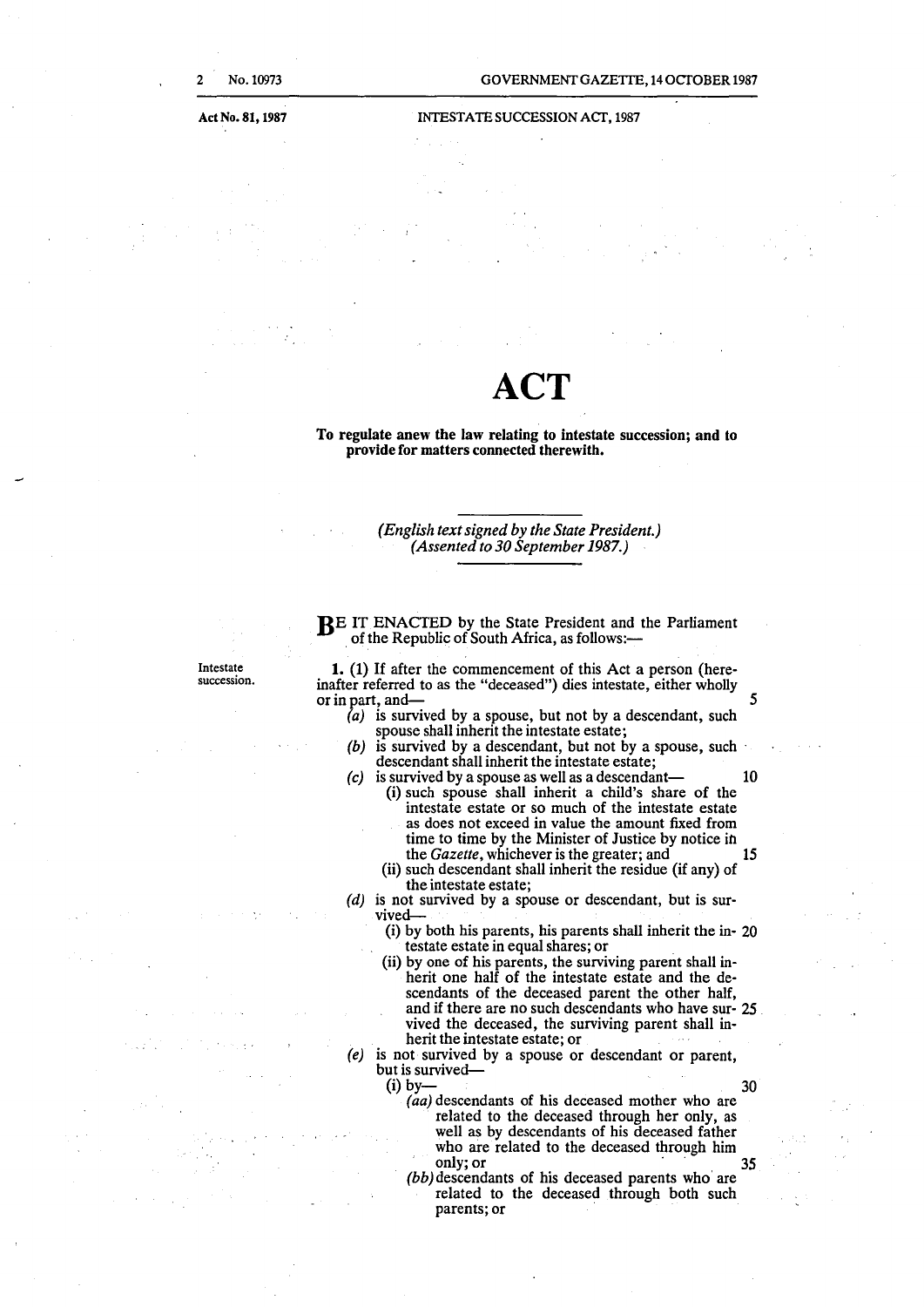# ACT

**To regulate anew the law relating to intestate succession; and to provide for matters connected therewith.**

*(English text signed by the State President.)*
*(Assented to 30 September 1987.)*

BE IT ENACTED by the State President and the Parliament of the Republic of South Africa, as follows:—

Intestate succession.

**1.** (1) If after the commencement of this Act a person (hereinafter referred to as the "deceased") dies intestate, either wholly or in part, and—

*(a)* is survived by a spouse, but not by a descendant, such spouse shall inherit the intestate estate;

*(b)* is survived by a descendant, but not by a spouse, such descendant shall inherit the intestate estate;

*(c)* is survived by a spouse as well as a descendant—

(i) such spouse shall inherit a child's share of the intestate estate or so much of the intestate estate as does not exceed in value the amount fixed from time to time by the Minister of Justice by notice in the *Gazette*, whichever is the greater; and

(ii) such descendant shall inherit the residue (if any) of the intestate estate;

*(d)* is not survived by a spouse or descendant, but is survived—

(i) by both his parents, his parents shall inherit the intestate estate in equal shares; or

(ii) by one of his parents, the surviving parent shall inherit one half of the intestate estate and the descendants of the deceased parent the other half, and if there are no such descendants who have survived the deceased, the surviving parent shall inherit the intestate estate; or

*(e)* is not survived by a spouse or descendant or parent, but is survived—

(i) by—

*(aa)* descendants of his deceased mother who are related to the deceased through her only, as well as by descendants of his deceased father who are related to the deceased through him only; or

*(bb)* descendants of his deceased parents who are related to the deceased through both such parents; or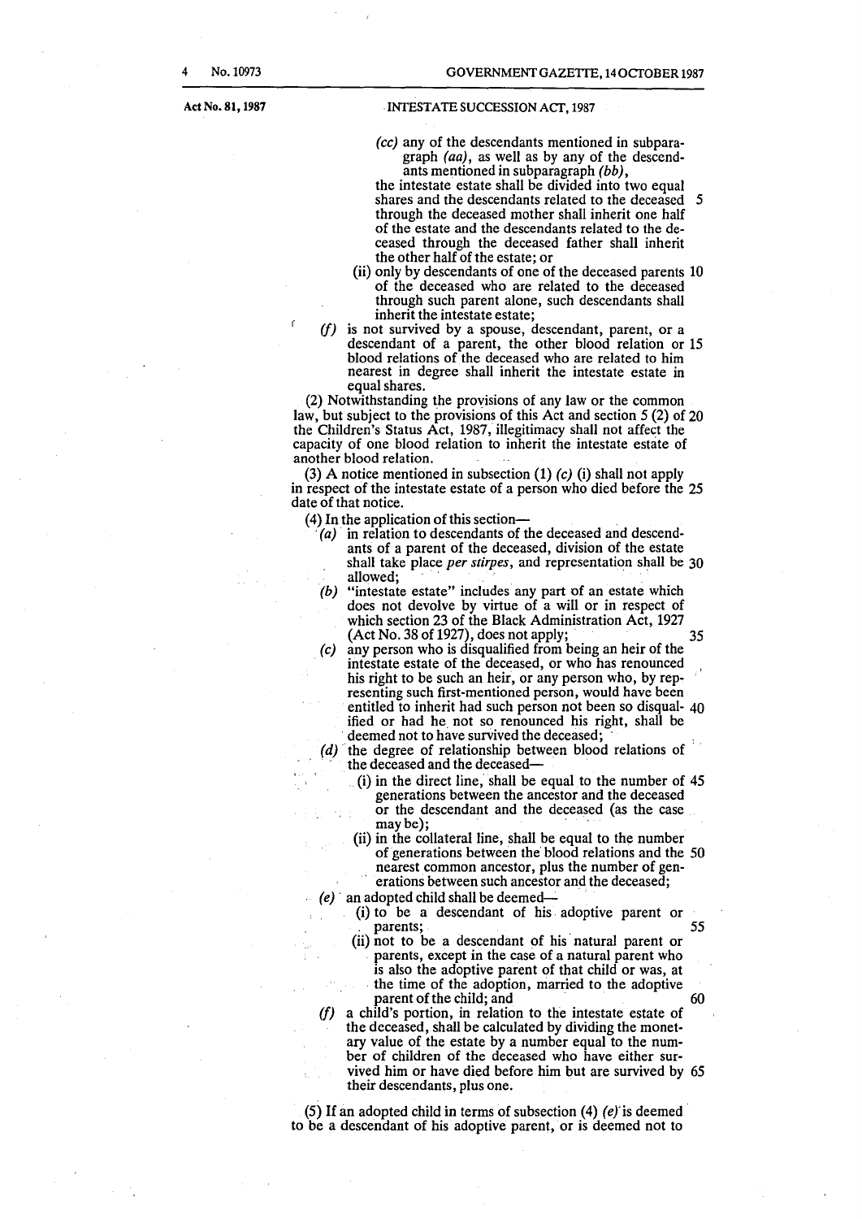(cc) any of the descendants mentioned in subparagraph *(aa)*, as well as by any of the descendants mentioned in subparagraph *(bb)*,

the intestate estate shall be divided into two equal shares and the descendants related to the deceased through the deceased mother shall inherit one half of the estate and the descendants related to the deceased through the deceased father shall inherit the other half of the estate; or

(ii) only by descendants of one of the deceased parents of the deceased who are related to the deceased through such parent alone, such descendants shall inherit the intestate estate;

*(f)* is not survived by a spouse, descendant, parent, or a descendant of a parent, the other blood relation or blood relations of the deceased who are related to him nearest in degree shall inherit the intestate estate in equal shares.

(2) Notwithstanding the provisions of any law or the common law, but subject to the provisions of this Act and section 5 (2) of the Children's Status Act, 1987, illegitimacy shall not affect the capacity of one blood relation to inherit the intestate estate of another blood relation.

(3) A notice mentioned in subsection (1) *(c)* (i) shall not apply in respect of the intestate estate of a person who died before the date of that notice.

(4) In the application of this section—

*(a)* in relation to descendants of the deceased and descendants of a parent of the deceased, division of the estate shall take place *per stirpes*, and representation shall be allowed;

*(b)* "intestate estate" includes any part of an estate which does not devolve by virtue of a will or in respect of which section 23 of the Black Administration Act, 1927 (Act No. 38 of 1927), does not apply;

*(c)* any person who is disqualified from being an heir of the intestate estate of the deceased, or who has renounced his right to be such an heir, or any person who, by representing such first-mentioned person, would have been entitled to inherit had such person not been so disqualified or had he not so renounced his right, shall be deemed not to have survived the deceased;

*(d)* the degree of relationship between blood relations of the deceased and the deceased—

(i) in the direct line, shall be equal to the number of generations between the ancestor and the deceased or the descendant and the deceased (as the case may be);

(ii) in the collateral line, shall be equal to the number of generations between the blood relations and the nearest common ancestor, plus the number of generations between such ancestor and the deceased;

*(e)* an adopted child shall be deemed—

(i) to be a descendant of his adoptive parent or parents;

(ii) not to be a descendant of his natural parent or parents, except in the case of a natural parent who is also the adoptive parent of that child or was, at the time of the adoption, married to the adoptive parent of the child; and

*(f)* a child's portion, in relation to the intestate estate of the deceased, shall be calculated by dividing the monetary value of the estate by a number equal to the number of children of the deceased who have either survived him or have died before him but are survived by their descendants, plus one.

(5) If an adopted child in terms of subsection (4) *(e)* is deemed to be a descendant of his adoptive parent, or is deemed not to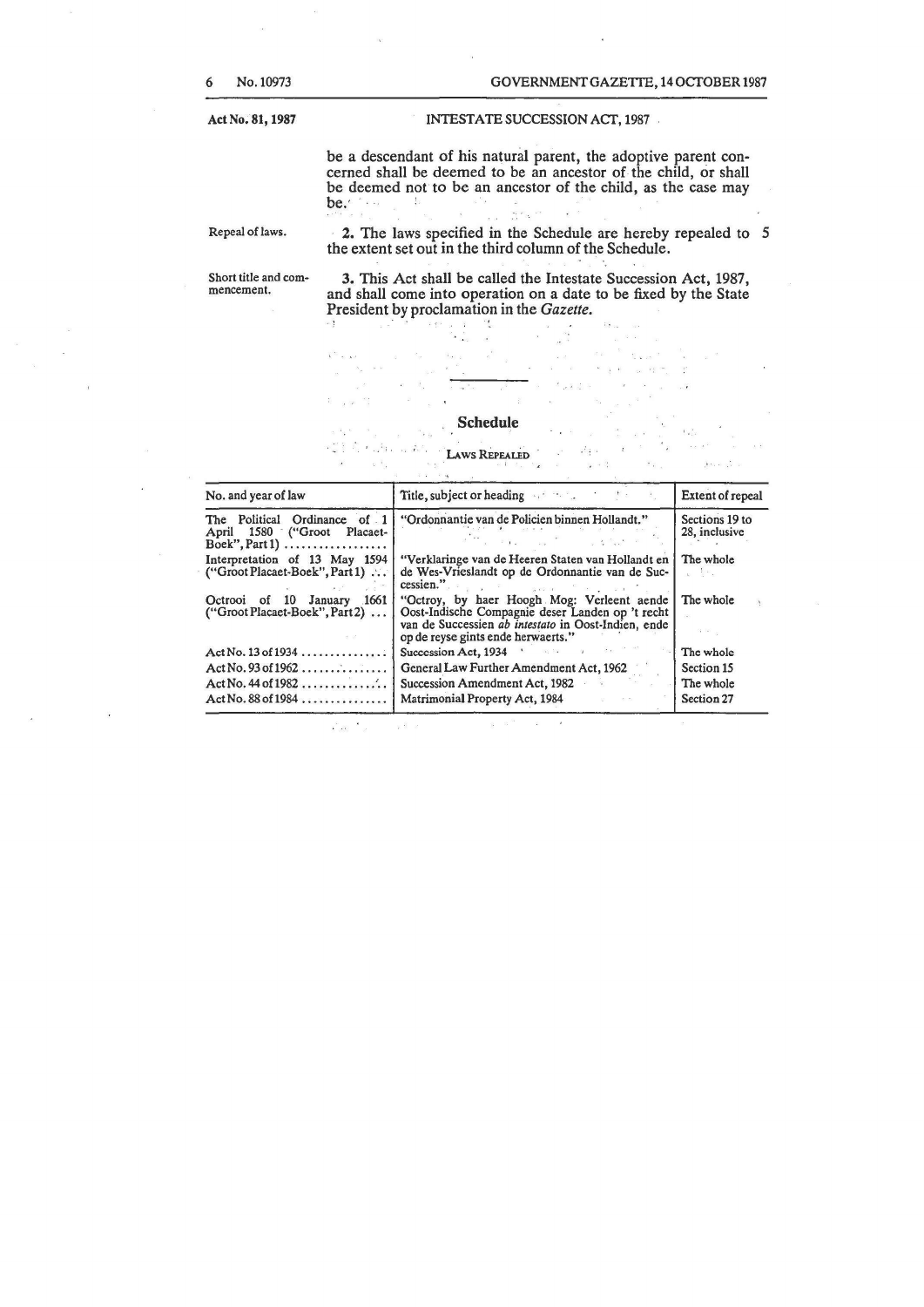be a descendant of his natural parent, the adoptive parent concerned shall be deemed to be an ancestor of the child, or shall be deemed not to be an ancestor of the child, as the case may be.'

Repeal of laws.

**2.** The laws specified in the Schedule are hereby repealed to the extent set out in the third column of the Schedule.

Short title and commencement.

**3.** This Act shall be called the Intestate Succession Act, 1987, and shall come into operation on a date to be fixed by the State President by proclamation in the *Gazette*.

## Schedule

LAWS REPEALED

| No. and year of law | Title, subject or heading | Extent of repeal |
|---|---|---|
| The Political Ordinance of 1 April 1580 ("Groot Placaet-Boek", Part 1) .................. | "Ordonnantie van de Policien binnen Hollandt." | Sections 19 to 28, inclusive |
| Interpretation of 13 May 1594 ("Groot Placaet-Boek", Part 1) ... | "Verklaringe van de Heeren Staten van Hollandt en de Wes-Vrieslandt op de Ordonnantie van de Successien." | The whole |
| Octrooi of 10 January 1661 ("Groot Placaet-Boek", Part 2) ... | "Octroy, by haer Hoogh Mog: Verleent aende Oost-Indische Compagnie deser Landen op 't recht van de Successien *ab intestato* in Oost-Indien, ende op de reyse gints ende herwaerts." | The whole |
| Act No. 13 of 1934 .............. | Succession Act, 1934 | The whole |
| Act No. 93 of 1962 .............. | General Law Further Amendment Act, 1962 | Section 15 |
| Act No. 44 of 1982 .............. | Succession Amendment Act, 1982 | The whole |
| Act No. 88 of 1984 .............. | Matrimonial Property Act, 1984 | Section 27 |